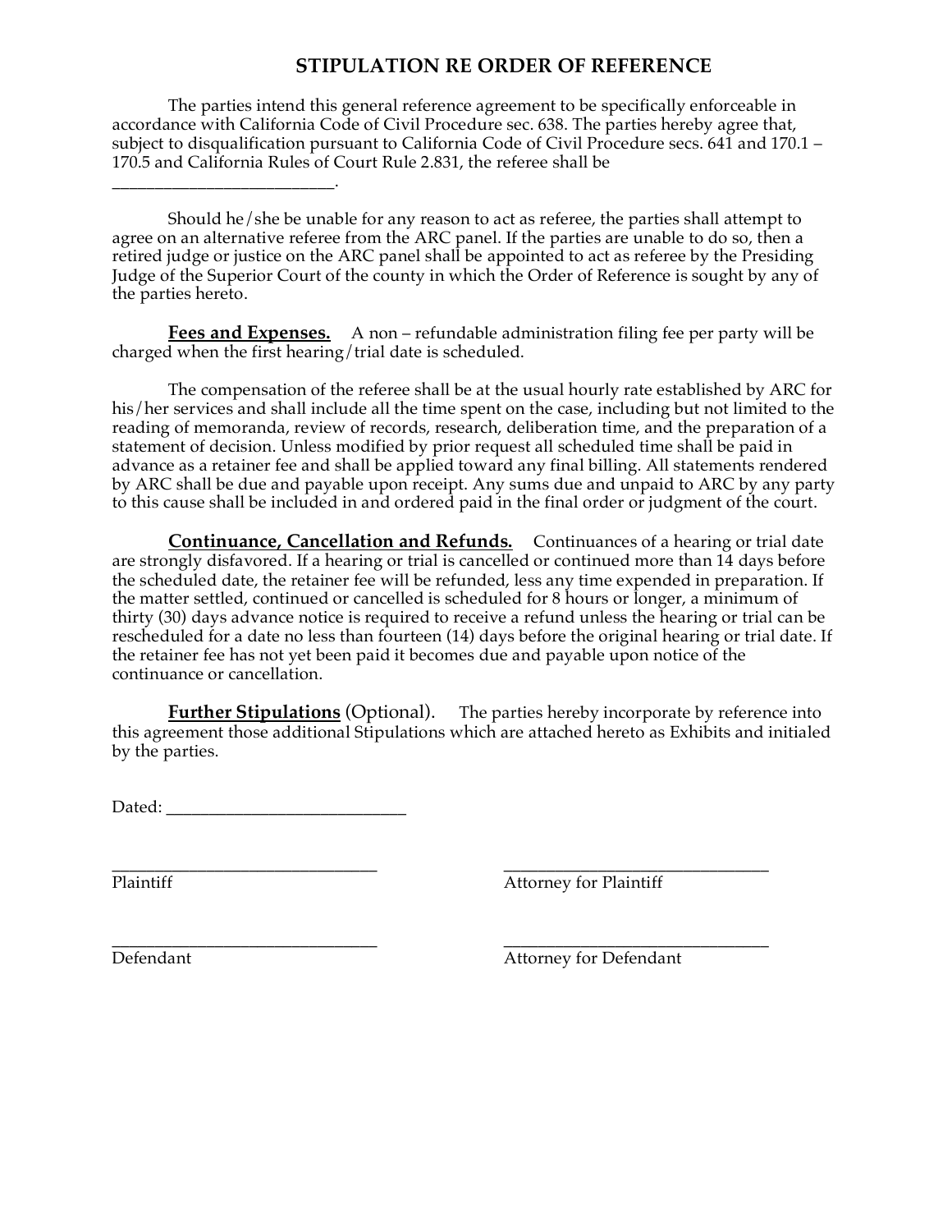# STIPULATION RE ORDER OF REFERENCE

The parties intend this general reference agreement to be specifically enforceable in accordance with California Code of Civil Procedure sec. 638. The parties hereby agree that, subject to disqualification pursuant to California Code of Civil Procedure secs. 641 and 170.1 – 170.5 and California Rules of Court Rule 2.831, the referee shall be _________________________.

Should he/she be unable for any reason to act as referee, the parties shall attempt to agree on an alternative referee from the ARC panel. If the parties are unable to do so, then a retired judge or justice on the ARC panel shall be appointed to act as referee by the Presiding Judge of the Superior Court of the county in which the Order of Reference is sought by any of the parties hereto.

**Fees and Expenses.** A non – refundable administration filing fee per party will be charged when the first hearing/trial date is scheduled.

The compensation of the referee shall be at the usual hourly rate established by ARC for his/her services and shall include all the time spent on the case, including but not limited to the reading of memoranda, review of records, research, deliberation time, and the preparation of a statement of decision. Unless modified by prior request all scheduled time shall be paid in advance as a retainer fee and shall be applied toward any final billing. All statements rendered by ARC shall be due and payable upon receipt. Any sums due and unpaid to ARC by any party to this cause shall be included in and ordered paid in the final order or judgment of the court.

**Continuance, Cancellation and Refunds.** Continuances of a hearing or trial date are strongly disfavored. If a hearing or trial is cancelled or continued more than 14 days before the scheduled date, the retainer fee will be refunded, less any time expended in preparation. If the matter settled, continued or cancelled is scheduled for 8 hours or longer, a minimum of thirty (30) days advance notice is required to receive a refund unless the hearing or trial can be rescheduled for a date no less than fourteen (14) days before the original hearing or trial date. If the retainer fee has not yet been paid it becomes due and payable upon notice of the continuance or cancellation.

**Further Stipulations** (Optional). The parties hereby incorporate by reference into this agreement those additional Stipulations which are attached hereto as Exhibits and initialed by the parties.

Dated: ____________________________

_______________________________ 
Plaintiff

_______________________________ 
Attorney for Plaintiff

_______________________________ 
Defendant

_______________________________ 
Attorney for Defendant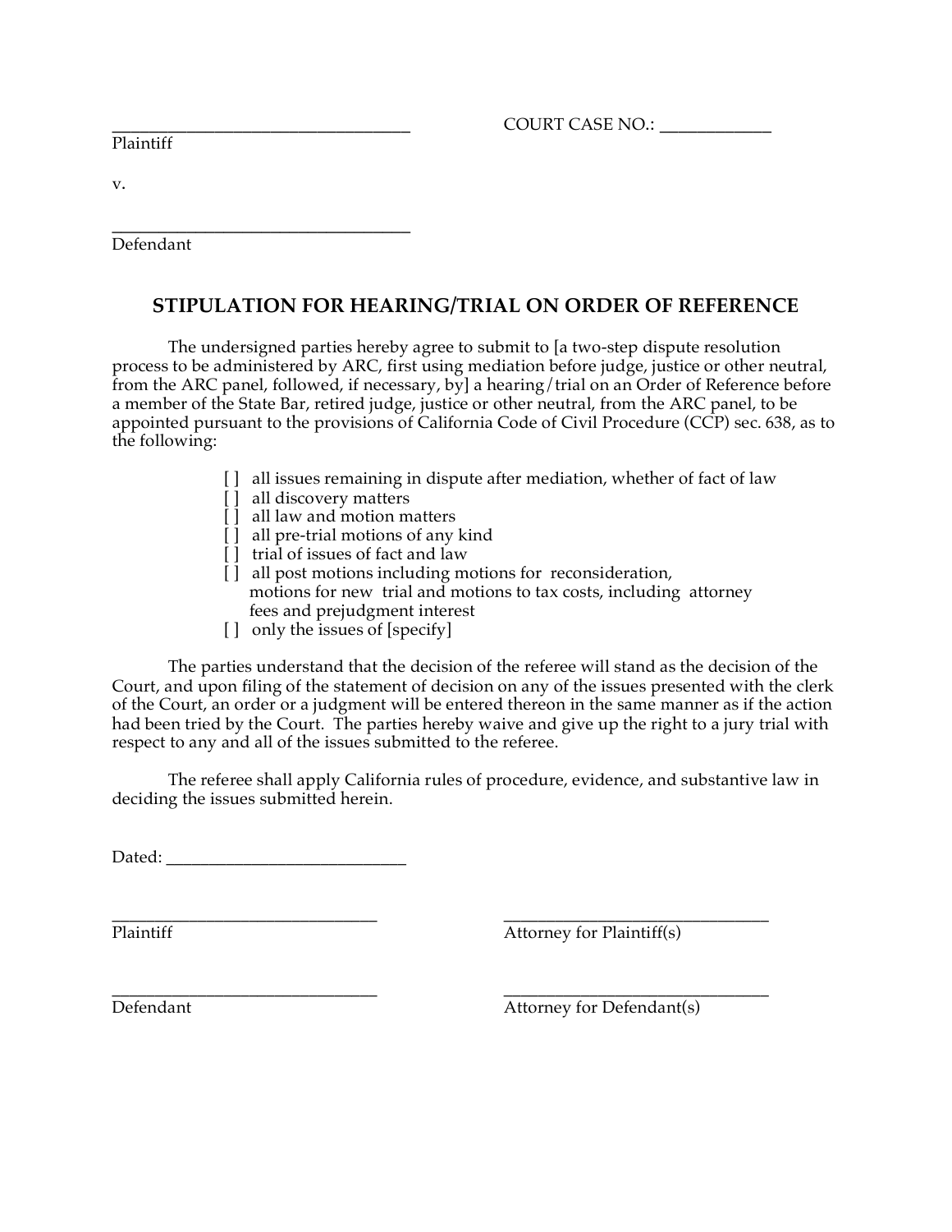\_\_\_\_\_\_\_\_\_\_\_\_\_\_\_\_\_\_\_\_\_\_\_\_\_\_\_\_\_\_\_\_\_\_ COURT CASE NO.: \_\_\_\_\_\_\_\_\_\_\_\_\_

Plaintiff

v.

\_\_\_\_\_\_\_\_\_\_\_\_\_\_\_\_\_\_\_\_\_\_\_\_\_\_\_\_\_\_\_\_\_\_

Defendant

## STIPULATION FOR HEARING/TRIAL ON ORDER OF REFERENCE

The undersigned parties hereby agree to submit to [a two-step dispute resolution process to be administered by ARC, first using mediation before judge, justice or other neutral, from the ARC panel, followed, if necessary, by] a hearing/trial on an Order of Reference before a member of the State Bar, retired judge, justice or other neutral, from the ARC panel, to be appointed pursuant to the provisions of California Code of Civil Procedure (CCP) sec. 638, as to the following:

- [ ] all issues remaining in dispute after mediation, whether of fact of law
- [ ] all discovery matters
- [ ] all law and motion matters
- [ ] all pre-trial motions of any kind
- [ ] trial of issues of fact and law
- [ ] all post motions including motions for reconsideration, motions for new trial and motions to tax costs, including attorney fees and prejudgment interest
- [ ] only the issues of [specify]

The parties understand that the decision of the referee will stand as the decision of the Court, and upon filing of the statement of decision on any of the issues presented with the clerk of the Court, an order or a judgment will be entered thereon in the same manner as if the action had been tried by the Court. The parties hereby waive and give up the right to a jury trial with respect to any and all of the issues submitted to the referee.

The referee shall apply California rules of procedure, evidence, and substantive law in deciding the issues submitted herein.

Dated: \_\_\_\_\_\_\_\_\_\_\_\_\_\_\_\_\_\_\_\_\_\_\_\_\_\_\_\_

\_\_\_\_\_\_\_\_\_\_\_\_\_\_\_\_\_\_\_\_\_\_\_\_\_\_\_\_\_\_\_\_ \_\_\_\_\_\_\_\_\_\_\_\_\_\_\_\_\_\_\_\_\_\_\_\_\_\_\_\_\_\_\_\_

Plaintiff Attorney for Plaintiff(s)

\_\_\_\_\_\_\_\_\_\_\_\_\_\_\_\_\_\_\_\_\_\_\_\_\_\_\_\_\_\_\_\_ \_\_\_\_\_\_\_\_\_\_\_\_\_\_\_\_\_\_\_\_\_\_\_\_\_\_\_\_\_\_\_\_

Defendant Attorney for Defendant(s)